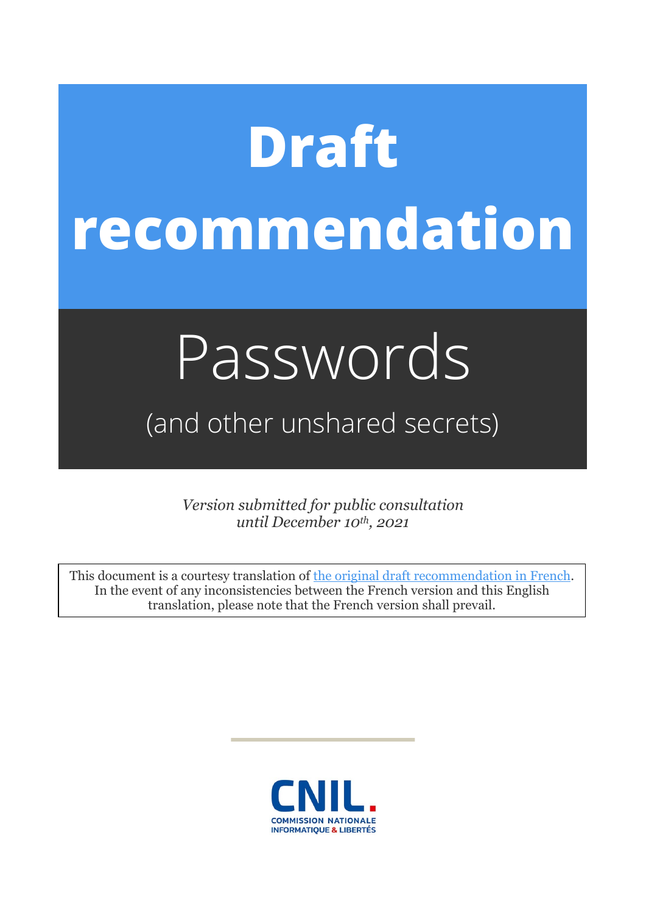# Draft recommendation

## Passwords

(and other unshared secrets)

*Version submitted for public consultation until December 10th, 2021*

This document is a courtesy translation of [the original draft recommendation in French](). In the event of any inconsistencies between the French version and this English translation, please note that the French version shall prevail.

CNIL.
COMMISSION NATIONALE INFORMATIQUE & LIBERTÉS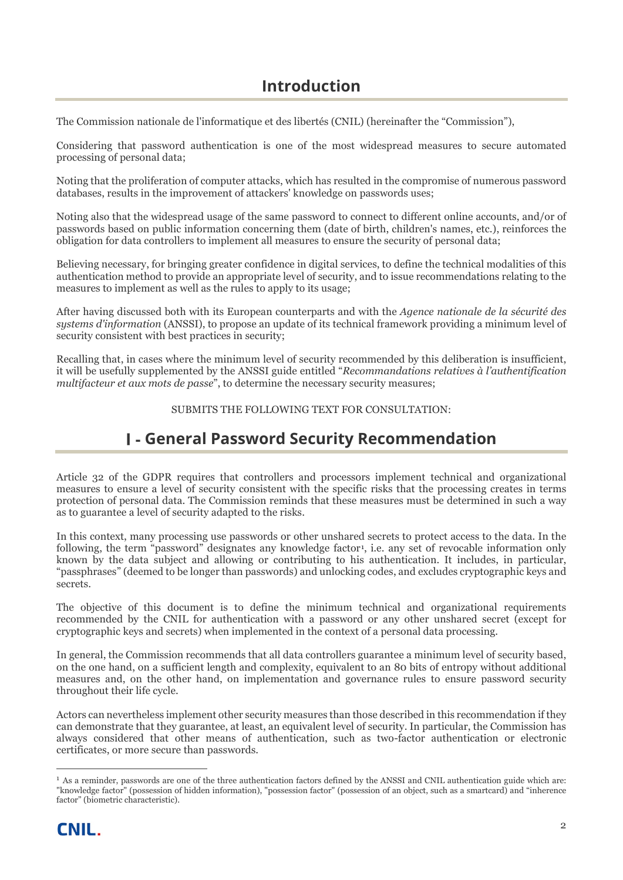# Introduction

The Commission nationale de l'informatique et des libertés (CNIL) (hereinafter the "Commission"),

Considering that password authentication is one of the most widespread measures to secure automated processing of personal data;

Noting that the proliferation of computer attacks, which has resulted in the compromise of numerous password databases, results in the improvement of attackers' knowledge on passwords uses;

Noting also that the widespread usage of the same password to connect to different online accounts, and/or of passwords based on public information concerning them (date of birth, children's names, etc.), reinforces the obligation for data controllers to implement all measures to ensure the security of personal data;

Believing necessary, for bringing greater confidence in digital services, to define the technical modalities of this authentication method to provide an appropriate level of security, and to issue recommendations relating to the measures to implement as well as the rules to apply to its usage;

After having discussed both with its European counterparts and with the *Agence nationale de la sécurité des systems d'information* (ANSSI), to propose an update of its technical framework providing a minimum level of security consistent with best practices in security;

Recalling that, in cases where the minimum level of security recommended by this deliberation is insufficient, it will be usefully supplemented by the ANSSI guide entitled "*Recommandations relatives à l'authentification multifacteur et aux mots de passe*", to determine the necessary security measures;

SUBMITS THE FOLLOWING TEXT FOR CONSULTATION:

# I - General Password Security Recommendation

Article 32 of the GDPR requires that controllers and processors implement technical and organizational measures to ensure a level of security consistent with the specific risks that the processing creates in terms protection of personal data. The Commission reminds that these measures must be determined in such a way as to guarantee a level of security adapted to the risks.

In this context, many processing use passwords or other unshared secrets to protect access to the data. In the following, the term "password" designates any knowledge factor[1], i.e. any set of revocable information only known by the data subject and allowing or contributing to his authentication. It includes, in particular, "passphrases" (deemed to be longer than passwords) and unlocking codes, and excludes cryptographic keys and secrets.

The objective of this document is to define the minimum technical and organizational requirements recommended by the CNIL for authentication with a password or any other unshared secret (except for cryptographic keys and secrets) when implemented in the context of a personal data processing.

In general, the Commission recommends that all data controllers guarantee a minimum level of security based, on the one hand, on a sufficient length and complexity, equivalent to an 80 bits of entropy without additional measures and, on the other hand, on implementation and governance rules to ensure password security throughout their life cycle.

Actors can nevertheless implement other security measures than those described in this recommendation if they can demonstrate that they guarantee, at least, an equivalent level of security. In particular, the Commission has always considered that other means of authentication, such as two-factor authentication or electronic certificates, or more secure than passwords.

---

[1] As a reminder, passwords are one of the three authentication factors defined by the ANSSI and CNIL authentication guide which are: "knowledge factor" (possession of hidden information), "possession factor" (possession of an object, such as a smartcard) and "inherence factor" (biometric characteristic).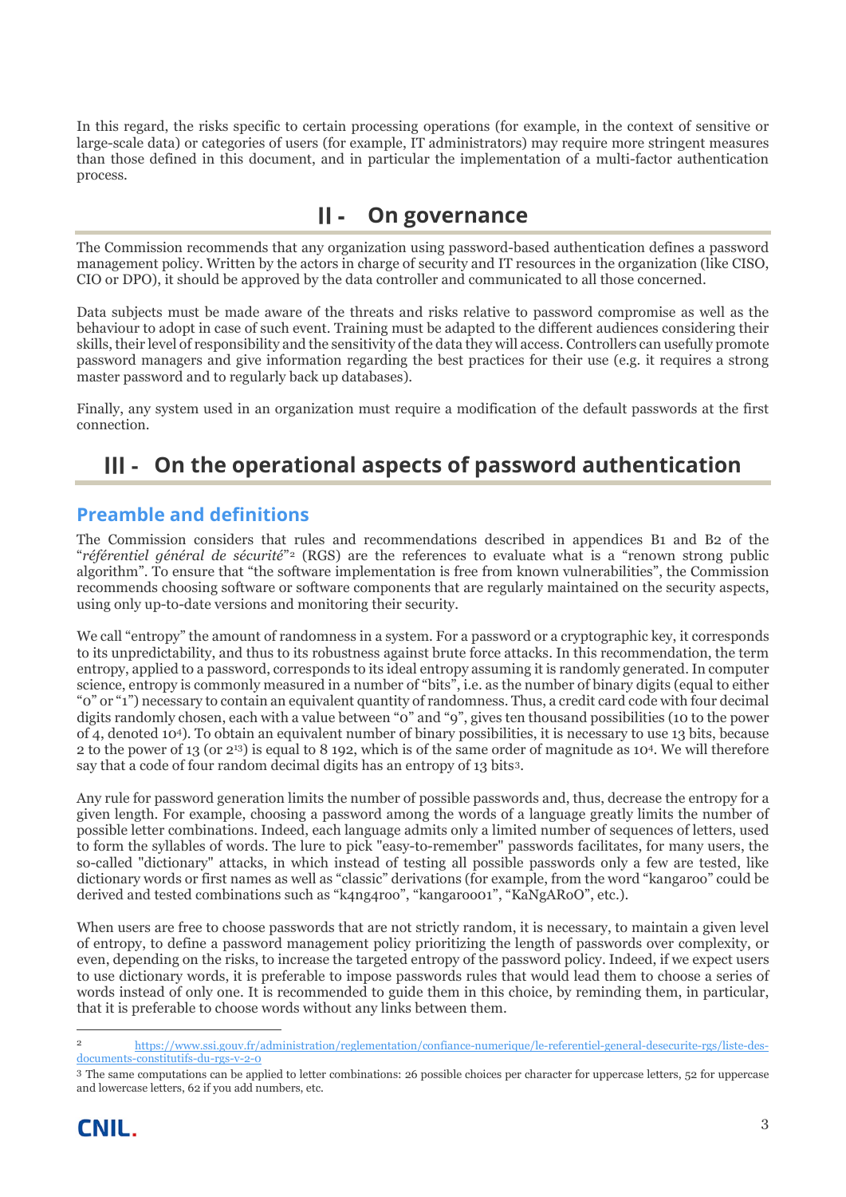In this regard, the risks specific to certain processing operations (for example, in the context of sensitive or large-scale data) or categories of users (for example, IT administrators) may require more stringent measures than those defined in this document, and in particular the implementation of a multi-factor authentication process.

# II - On governance

The Commission recommends that any organization using password-based authentication defines a password management policy. Written by the actors in charge of security and IT resources in the organization (like CISO, CIO or DPO), it should be approved by the data controller and communicated to all those concerned.

Data subjects must be made aware of the threats and risks relative to password compromise as well as the behaviour to adopt in case of such event. Training must be adapted to the different audiences considering their skills, their level of responsibility and the sensitivity of the data they will access. Controllers can usefully promote password managers and give information regarding the best practices for their use (e.g. it requires a strong master password and to regularly back up databases).

Finally, any system used in an organization must require a modification of the default passwords at the first connection.

# III - On the operational aspects of password authentication

## Preamble and definitions

The Commission considers that rules and recommendations described in appendices B1 and B2 of the "*référentiel général de sécurité*"[2] (RGS) are the references to evaluate what is a "renown strong public algorithm". To ensure that "the software implementation is free from known vulnerabilities", the Commission recommends choosing software or software components that are regularly maintained on the security aspects, using only up-to-date versions and monitoring their security.

We call "entropy" the amount of randomness in a system. For a password or a cryptographic key, it corresponds to its unpredictability, and thus to its robustness against brute force attacks. In this recommendation, the term entropy, applied to a password, corresponds to its ideal entropy assuming it is randomly generated. In computer science, entropy is commonly measured in a number of "bits", i.e. as the number of binary digits (equal to either "0" or "1") necessary to contain an equivalent quantity of randomness. Thus, a credit card code with four decimal digits randomly chosen, each with a value between "0" and "9", gives ten thousand possibilities (10 to the power of 4, denoted $10^4$). To obtain an equivalent number of binary possibilities, it is necessary to use 13 bits, because 2 to the power of 13 (or $2^{13}$) is equal to 8 192, which is of the same order of magnitude as $10^4$. We will therefore say that a code of four random decimal digits has an entropy of 13 bits[3].

Any rule for password generation limits the number of possible passwords and, thus, decrease the entropy for a given length. For example, choosing a password among the words of a language greatly limits the number of possible letter combinations. Indeed, each language admits only a limited number of sequences of letters, used to form the syllables of words. The lure to pick "easy-to-remember" passwords facilitates, for many users, the so-called "dictionary" attacks, in which instead of testing all possible passwords only a few are tested, like dictionary words or first names as well as "classic" derivations (for example, from the word "kangaroo" could be derived and tested combinations such as "k4ng4roo", "kangaroo01", "KaNgARoO", etc.).

When users are free to choose passwords that are not strictly random, it is necessary, to maintain a given level of entropy, to define a password management policy prioritizing the length of passwords over complexity, or even, depending on the risks, to increase the targeted entropy of the password policy. Indeed, if we expect users to use dictionary words, it is preferable to impose passwords rules that would lead them to choose a series of words instead of only one. It is recommended to guide them in this choice, by reminding them, in particular, that it is preferable to choose words without any links between them.

---

[2] https://www.ssi.gouv.fr/administration/reglementation/confiance-numerique/le-referentiel-general-desecurite-rgs/liste-des-documents-constitutifs-du-rgs-v-2-0

[3] The same computations can be applied to letter combinations: 26 possible choices per character for uppercase letters, 52 for uppercase and lowercase letters, 62 if you add numbers, etc.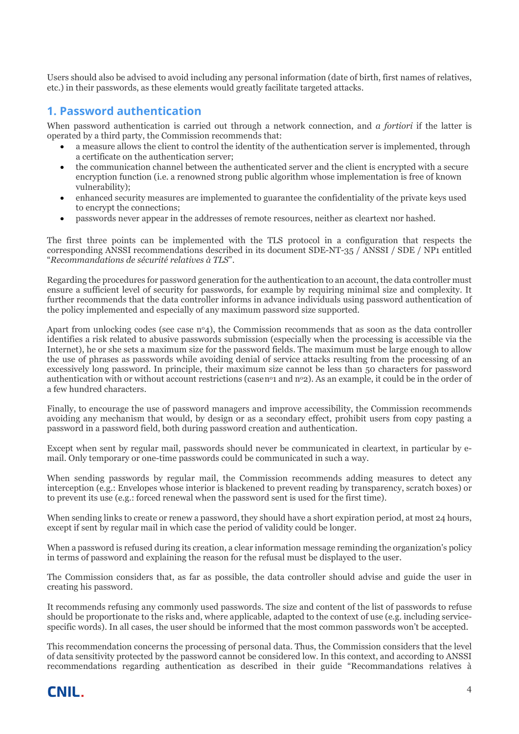Users should also be advised to avoid including any personal information (date of birth, first names of relatives, etc.) in their passwords, as these elements would greatly facilitate targeted attacks.

## 1. Password authentication

When password authentication is carried out through a network connection, and *a fortiori* if the latter is operated by a third party, the Commission recommends that:

- a measure allows the client to control the identity of the authentication server is implemented, through a certificate on the authentication server;
- the communication channel between the authenticated server and the client is encrypted with a secure encryption function (i.e. a renowned strong public algorithm whose implementation is free of known vulnerability);
- enhanced security measures are implemented to guarantee the confidentiality of the private keys used to encrypt the connections;
- passwords never appear in the addresses of remote resources, neither as cleartext nor hashed.

The first three points can be implemented with the TLS protocol in a configuration that respects the corresponding ANSSI recommendations described in its document SDE-NT-35 / ANSSI / SDE / NP1 entitled "*Recommandations de sécurité relatives à TLS*".

Regarding the procedures for password generation for the authentication to an account, the data controller must ensure a sufficient level of security for passwords, for example by requiring minimal size and complexity. It further recommends that the data controller informs in advance individuals using password authentication of the policy implemented and especially of any maximum password size supported.

Apart from unlocking codes (see case n°4), the Commission recommends that as soon as the data controller identifies a risk related to abusive passwords submission (especially when the processing is accessible via the Internet), he or she sets a maximum size for the password fields. The maximum must be large enough to allow the use of phrases as passwords while avoiding denial of service attacks resulting from the processing of an excessively long password. In principle, their maximum size cannot be less than 50 characters for password authentication with or without account restrictions (case n°1 and n°2). As an example, it could be in the order of a few hundred characters.

Finally, to encourage the use of password managers and improve accessibility, the Commission recommends avoiding any mechanism that would, by design or as a secondary effect, prohibit users from copy pasting a password in a password field, both during password creation and authentication.

Except when sent by regular mail, passwords should never be communicated in cleartext, in particular by e-mail. Only temporary or one-time passwords could be communicated in such a way.

When sending passwords by regular mail, the Commission recommends adding measures to detect any interception (e.g.: Envelopes whose interior is blackened to prevent reading by transparency, scratch boxes) or to prevent its use (e.g.: forced renewal when the password sent is used for the first time).

When sending links to create or renew a password, they should have a short expiration period, at most 24 hours, except if sent by regular mail in which case the period of validity could be longer.

When a password is refused during its creation, a clear information message reminding the organization's policy in terms of password and explaining the reason for the refusal must be displayed to the user.

The Commission considers that, as far as possible, the data controller should advise and guide the user in creating his password.

It recommends refusing any commonly used passwords. The size and content of the list of passwords to refuse should be proportionate to the risks and, where applicable, adapted to the context of use (e.g. including service-specific words). In all cases, the user should be informed that the most common passwords won't be accepted.

This recommendation concerns the processing of personal data. Thus, the Commission considers that the level of data sensitivity protected by the password cannot be considered low. In this context, and according to ANSSI recommendations regarding authentication as described in their guide "Recommandations relatives à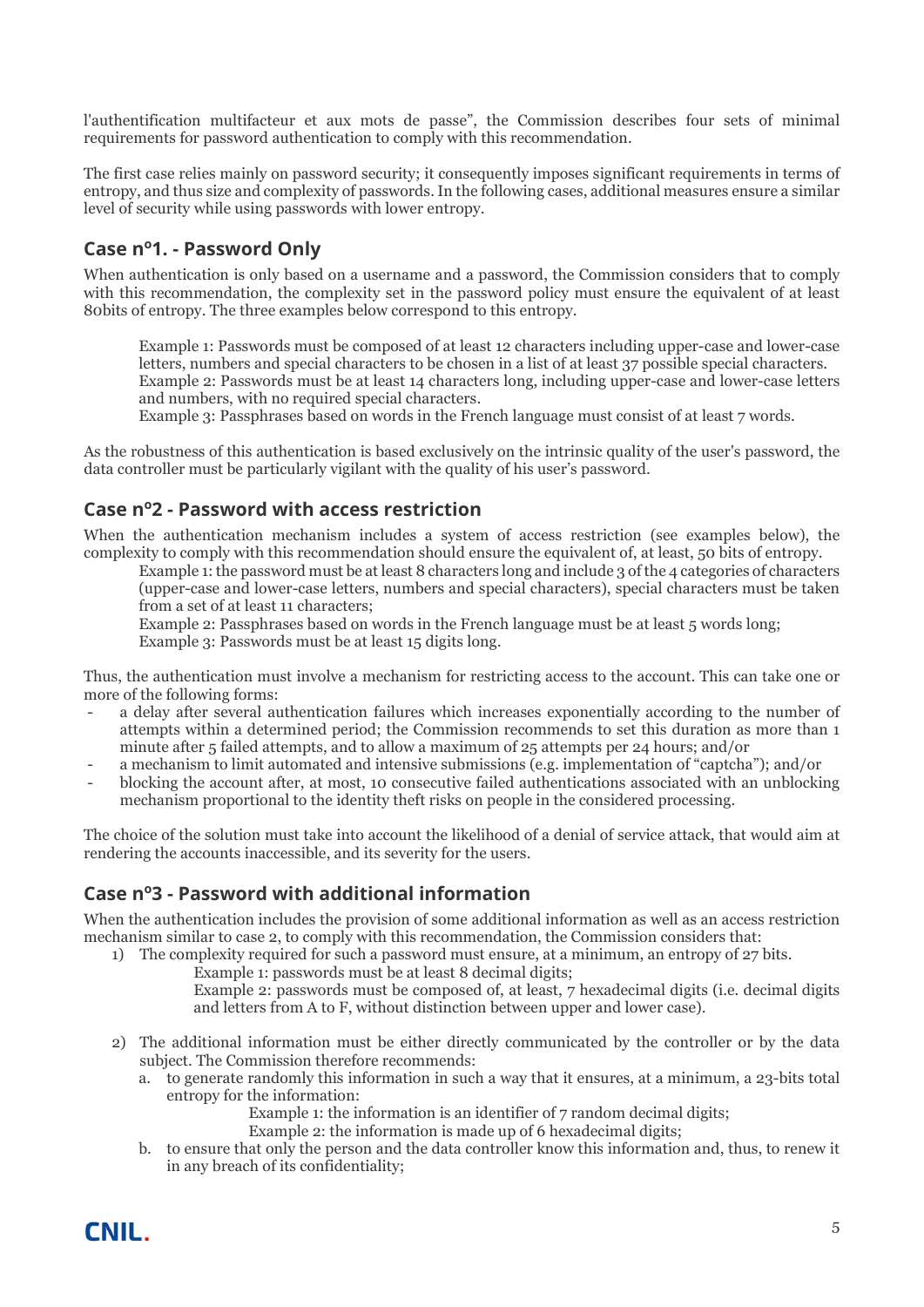l'authentification multifacteur et aux mots de passe", the Commission describes four sets of minimal requirements for password authentication to comply with this recommendation.

The first case relies mainly on password security; it consequently imposes significant requirements in terms of entropy, and thus size and complexity of passwords. In the following cases, additional measures ensure a similar level of security while using passwords with lower entropy.

## Case n°1. - Password Only

When authentication is only based on a username and a password, the Commission considers that to comply with this recommendation, the complexity set in the password policy must ensure the equivalent of at least 80bits of entropy. The three examples below correspond to this entropy.

> Example 1: Passwords must be composed of at least 12 characters including upper-case and lower-case letters, numbers and special characters to be chosen in a list of at least 37 possible special characters.
> Example 2: Passwords must be at least 14 characters long, including upper-case and lower-case letters and numbers, with no required special characters.
> Example 3: Passphrases based on words in the French language must consist of at least 7 words.

As the robustness of this authentication is based exclusively on the intrinsic quality of the user's password, the data controller must be particularly vigilant with the quality of his user's password.

## Case n°2 - Password with access restriction

When the authentication mechanism includes a system of access restriction (see examples below), the complexity to comply with this recommendation should ensure the equivalent of, at least, 50 bits of entropy.

> Example 1: the password must be at least 8 characters long and include 3 of the 4 categories of characters (upper-case and lower-case letters, numbers and special characters), special characters must be taken from a set of at least 11 characters;
> Example 2: Passphrases based on words in the French language must be at least 5 words long;
> Example 3: Passwords must be at least 15 digits long.

Thus, the authentication must involve a mechanism for restricting access to the account. This can take one or more of the following forms:

- a delay after several authentication failures which increases exponentially according to the number of attempts within a determined period; the Commission recommends to set this duration as more than 1 minute after 5 failed attempts, and to allow a maximum of 25 attempts per 24 hours; and/or
- a mechanism to limit automated and intensive submissions (e.g. implementation of "captcha"); and/or
- blocking the account after, at most, 10 consecutive failed authentications associated with an unblocking mechanism proportional to the identity theft risks on people in the considered processing.

The choice of the solution must take into account the likelihood of a denial of service attack, that would aim at rendering the accounts inaccessible, and its severity for the users.

## Case n°3 - Password with additional information

When the authentication includes the provision of some additional information as well as an access restriction mechanism similar to case 2, to comply with this recommendation, the Commission considers that:

1) The complexity required for such a password must ensure, at a minimum, an entropy of 27 bits.
   > Example 1: passwords must be at least 8 decimal digits;
   > Example 2: passwords must be composed of, at least, 7 hexadecimal digits (i.e. decimal digits and letters from A to F, without distinction between upper and lower case).

2) The additional information must be either directly communicated by the controller or by the data subject. The Commission therefore recommends:
   a. to generate randomly this information in such a way that it ensures, at a minimum, a 23-bits total entropy for the information:
      > Example 1: the information is an identifier of 7 random decimal digits;
      > Example 2: the information is made up of 6 hexadecimal digits;
   b. to ensure that only the person and the data controller know this information and, thus, to renew it in any breach of its confidentiality;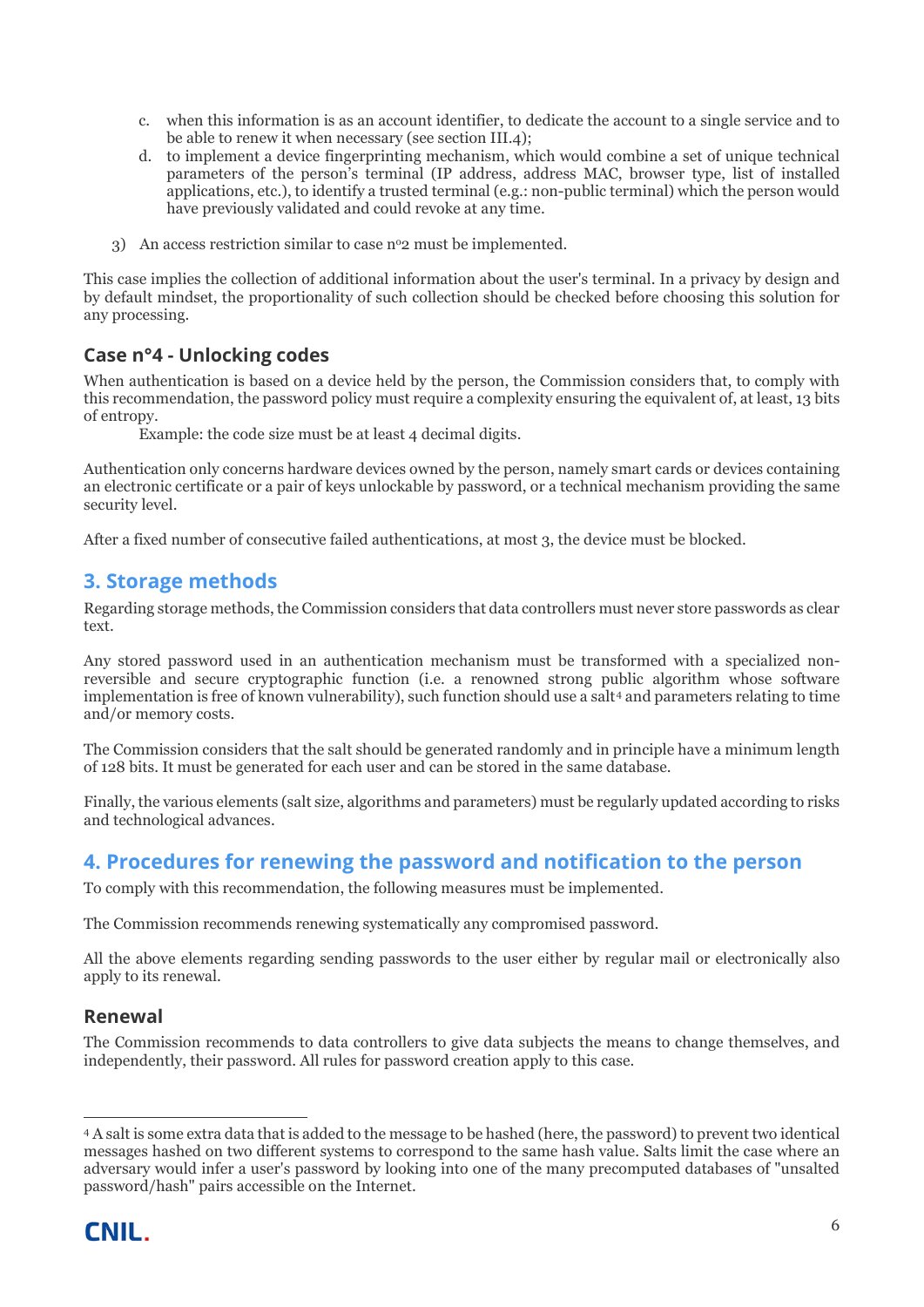c. when this information is as an account identifier, to dedicate the account to a single service and to be able to renew it when necessary (see section III.4);
d. to implement a device fingerprinting mechanism, which would combine a set of unique technical parameters of the person's terminal (IP address, address MAC, browser type, list of installed applications, etc.), to identify a trusted terminal (e.g.: non-public terminal) which the person would have previously validated and could revoke at any time.

3) An access restriction similar to case n°2 must be implemented.

This case implies the collection of additional information about the user's terminal. In a privacy by design and by default mindset, the proportionality of such collection should be checked before choosing this solution for any processing.

### Case n°4 - Unlocking codes

When authentication is based on a device held by the person, the Commission considers that, to comply with this recommendation, the password policy must require a complexity ensuring the equivalent of, at least, 13 bits of entropy.

Example: the code size must be at least 4 decimal digits.

Authentication only concerns hardware devices owned by the person, namely smart cards or devices containing an electronic certificate or a pair of keys unlockable by password, or a technical mechanism providing the same security level.

After a fixed number of consecutive failed authentications, at most 3, the device must be blocked.

## 3. Storage methods

Regarding storage methods, the Commission considers that data controllers must never store passwords as clear text.

Any stored password used in an authentication mechanism must be transformed with a specialized non-reversible and secure cryptographic function (i.e. a renowned strong public algorithm whose software implementation is free of known vulnerability), such function should use a salt[4] and parameters relating to time and/or memory costs.

The Commission considers that the salt should be generated randomly and in principle have a minimum length of 128 bits. It must be generated for each user and can be stored in the same database.

Finally, the various elements (salt size, algorithms and parameters) must be regularly updated according to risks and technological advances.

## 4. Procedures for renewing the password and notification to the person

To comply with this recommendation, the following measures must be implemented.

The Commission recommends renewing systematically any compromised password.

All the above elements regarding sending passwords to the user either by regular mail or electronically also apply to its renewal.

### Renewal

The Commission recommends to data controllers to give data subjects the means to change themselves, and independently, their password. All rules for password creation apply to this case.

---

[4] A salt is some extra data that is added to the message to be hashed (here, the password) to prevent two identical messages hashed on two different systems to correspond to the same hash value. Salts limit the case where an adversary would infer a user's password by looking into one of the many precomputed databases of "unsalted password/hash" pairs accessible on the Internet.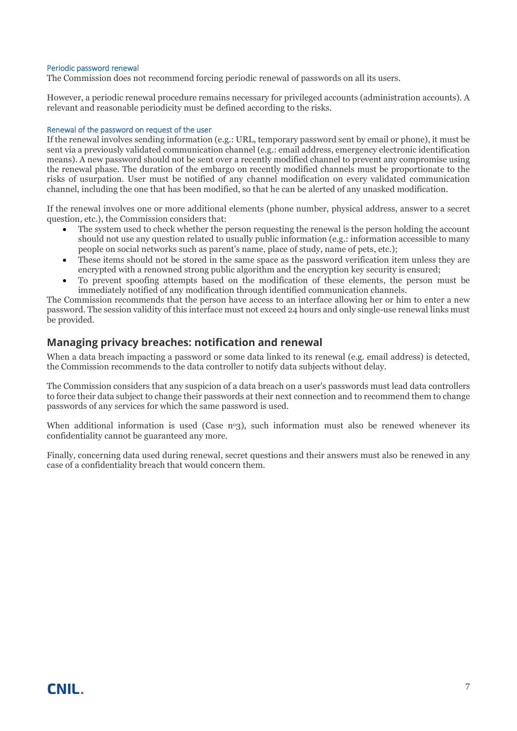### Periodic password renewal

The Commission does not recommend forcing periodic renewal of passwords on all its users.

However, a periodic renewal procedure remains necessary for privileged accounts (administration accounts). A relevant and reasonable periodicity must be defined according to the risks.

### Renewal of the password on request of the user

If the renewal involves sending information (e.g.: URL, temporary password sent by email or phone), it must be sent via a previously validated communication channel (e.g.: email address, emergency electronic identification means). A new password should not be sent over a recently modified channel to prevent any compromise using the renewal phase. The duration of the embargo on recently modified channels must be proportionate to the risks of usurpation. User must be notified of any channel modification on every validated communication channel, including the one that has been modified, so that he can be alerted of any unasked modification.

If the renewal involves one or more additional elements (phone number, physical address, answer to a secret question, etc.), the Commission considers that:

- The system used to check whether the person requesting the renewal is the person holding the account should not use any question related to usually public information (e.g.: information accessible to many people on social networks such as parent's name, place of study, name of pets, etc.);
- These items should not be stored in the same space as the password verification item unless they are encrypted with a renowned strong public algorithm and the encryption key security is ensured;
- To prevent spoofing attempts based on the modification of these elements, the person must be immediately notified of any modification through identified communication channels.

The Commission recommends that the person have access to an interface allowing her or him to enter a new password. The session validity of this interface must not exceed 24 hours and only single-use renewal links must be provided.

## Managing privacy breaches: notification and renewal

When a data breach impacting a password or some data linked to its renewal (e.g. email address) is detected, the Commission recommends to the data controller to notify data subjects without delay.

The Commission considers that any suspicion of a data breach on a user's passwords must lead data controllers to force their data subject to change their passwords at their next connection and to recommend them to change passwords of any services for which the same password is used.

When additional information is used (Case n°3), such information must also be renewed whenever its confidentiality cannot be guaranteed any more.

Finally, concerning data used during renewal, secret questions and their answers must also be renewed in any case of a confidentiality breach that would concern them.